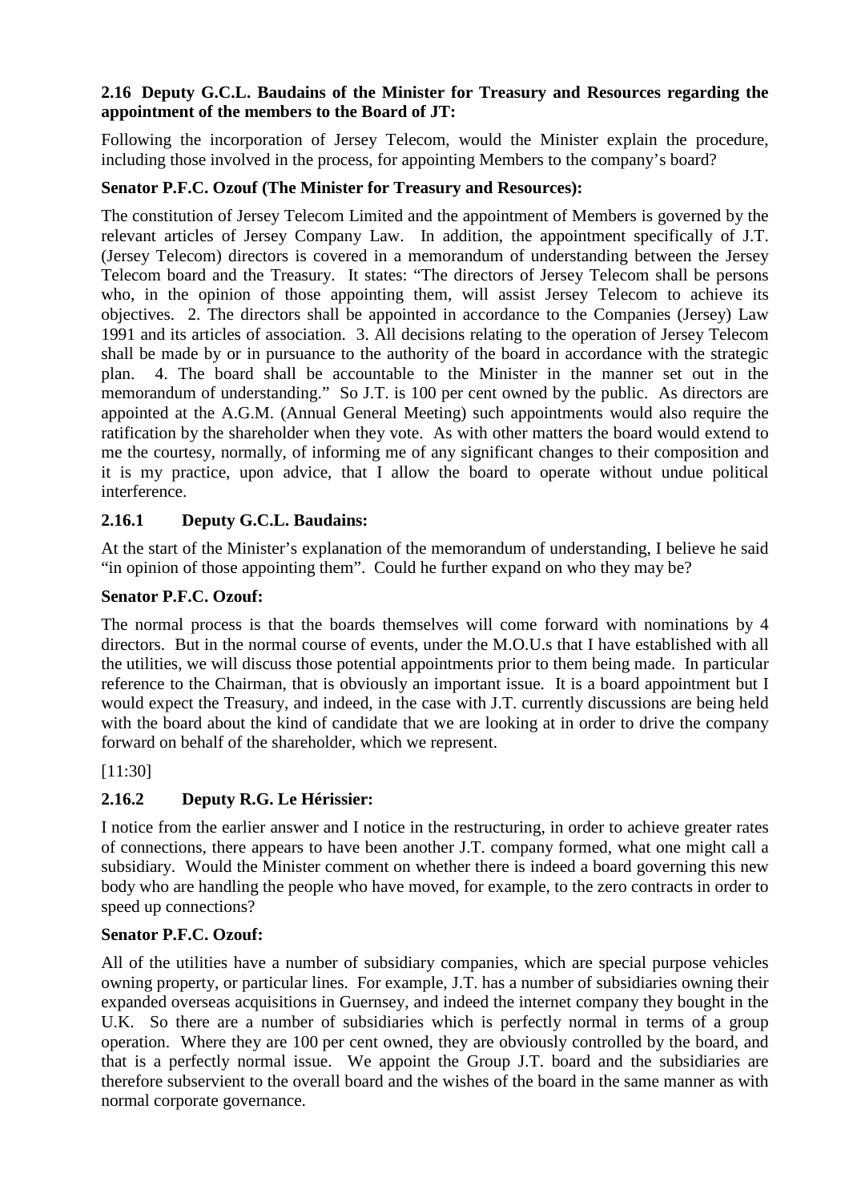**2.16 Deputy G.C.L. Baudains of the Minister for Treasury and Resources regarding the appointment of the members to the Board of JT:**

Following the incorporation of Jersey Telecom, would the Minister explain the procedure, including those involved in the process, for appointing Members to the company's board?

**Senator P.F.C. Ozouf (The Minister for Treasury and Resources):**

The constitution of Jersey Telecom Limited and the appointment of Members is governed by the relevant articles of Jersey Company Law. In addition, the appointment specifically of J.T. (Jersey Telecom) directors is covered in a memorandum of understanding between the Jersey Telecom board and the Treasury. It states: "The directors of Jersey Telecom shall be persons who, in the opinion of those appointing them, will assist Jersey Telecom to achieve its objectives. 2. The directors shall be appointed in accordance to the Companies (Jersey) Law 1991 and its articles of association. 3. All decisions relating to the operation of Jersey Telecom shall be made by or in pursuance to the authority of the board in accordance with the strategic plan. 4. The board shall be accountable to the Minister in the manner set out in the memorandum of understanding." So J.T. is 100 per cent owned by the public. As directors are appointed at the A.G.M. (Annual General Meeting) such appointments would also require the ratification by the shareholder when they vote. As with other matters the board would extend to me the courtesy, normally, of informing me of any significant changes to their composition and it is my practice, upon advice, that I allow the board to operate without undue political interference.

**2.16.1 Deputy G.C.L. Baudains:**

At the start of the Minister's explanation of the memorandum of understanding, I believe he said "in opinion of those appointing them". Could he further expand on who they may be?

**Senator P.F.C. Ozouf:**

The normal process is that the boards themselves will come forward with nominations by 4 directors. But in the normal course of events, under the M.O.U.s that I have established with all the utilities, we will discuss those potential appointments prior to them being made. In particular reference to the Chairman, that is obviously an important issue. It is a board appointment but I would expect the Treasury, and indeed, in the case with J.T. currently discussions are being held with the board about the kind of candidate that we are looking at in order to drive the company forward on behalf of the shareholder, which we represent.

[11:30]

**2.16.2 Deputy R.G. Le Hérissier:**

I notice from the earlier answer and I notice in the restructuring, in order to achieve greater rates of connections, there appears to have been another J.T. company formed, what one might call a subsidiary. Would the Minister comment on whether there is indeed a board governing this new body who are handling the people who have moved, for example, to the zero contracts in order to speed up connections?

**Senator P.F.C. Ozouf:**

All of the utilities have a number of subsidiary companies, which are special purpose vehicles owning property, or particular lines. For example, J.T. has a number of subsidiaries owning their expanded overseas acquisitions in Guernsey, and indeed the internet company they bought in the U.K. So there are a number of subsidiaries which is perfectly normal in terms of a group operation. Where they are 100 per cent owned, they are obviously controlled by the board, and that is a perfectly normal issue. We appoint the Group J.T. board and the subsidiaries are therefore subservient to the overall board and the wishes of the board in the same manner as with normal corporate governance.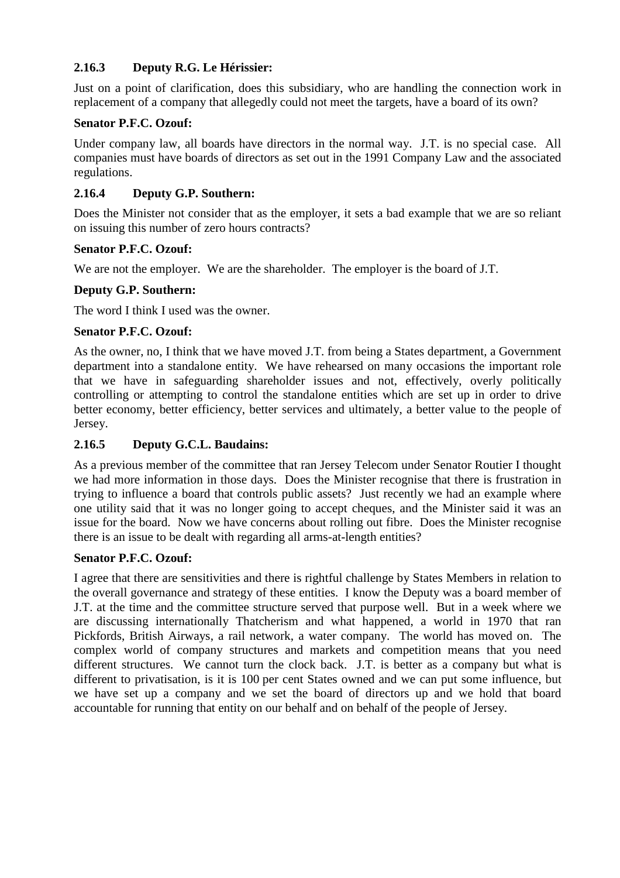### 2.16.3 Deputy R.G. Le Hérissier:

Just on a point of clarification, does this subsidiary, who are handling the connection work in replacement of a company that allegedly could not meet the targets, have a board of its own?

**Senator P.F.C. Ozouf:**

Under company law, all boards have directors in the normal way. J.T. is no special case. All companies must have boards of directors as set out in the 1991 Company Law and the associated regulations.

### 2.16.4 Deputy G.P. Southern:

Does the Minister not consider that as the employer, it sets a bad example that we are so reliant on issuing this number of zero hours contracts?

**Senator P.F.C. Ozouf:**

We are not the employer. We are the shareholder. The employer is the board of J.T.

**Deputy G.P. Southern:**

The word I think I used was the owner.

**Senator P.F.C. Ozouf:**

As the owner, no, I think that we have moved J.T. from being a States department, a Government department into a standalone entity. We have rehearsed on many occasions the important role that we have in safeguarding shareholder issues and not, effectively, overly politically controlling or attempting to control the standalone entities which are set up in order to drive better economy, better efficiency, better services and ultimately, a better value to the people of Jersey.

### 2.16.5 Deputy G.C.L. Baudains:

As a previous member of the committee that ran Jersey Telecom under Senator Routier I thought we had more information in those days. Does the Minister recognise that there is frustration in trying to influence a board that controls public assets? Just recently we had an example where one utility said that it was no longer going to accept cheques, and the Minister said it was an issue for the board. Now we have concerns about rolling out fibre. Does the Minister recognise there is an issue to be dealt with regarding all arms-at-length entities?

**Senator P.F.C. Ozouf:**

I agree that there are sensitivities and there is rightful challenge by States Members in relation to the overall governance and strategy of these entities. I know the Deputy was a board member of J.T. at the time and the committee structure served that purpose well. But in a week where we are discussing internationally Thatcherism and what happened, a world in 1970 that ran Pickfords, British Airways, a rail network, a water company. The world has moved on. The complex world of company structures and markets and competition means that you need different structures. We cannot turn the clock back. J.T. is better as a company but what is different to privatisation, is it is 100 per cent States owned and we can put some influence, but we have set up a company and we set the board of directors up and we hold that board accountable for running that entity on our behalf and on behalf of the people of Jersey.